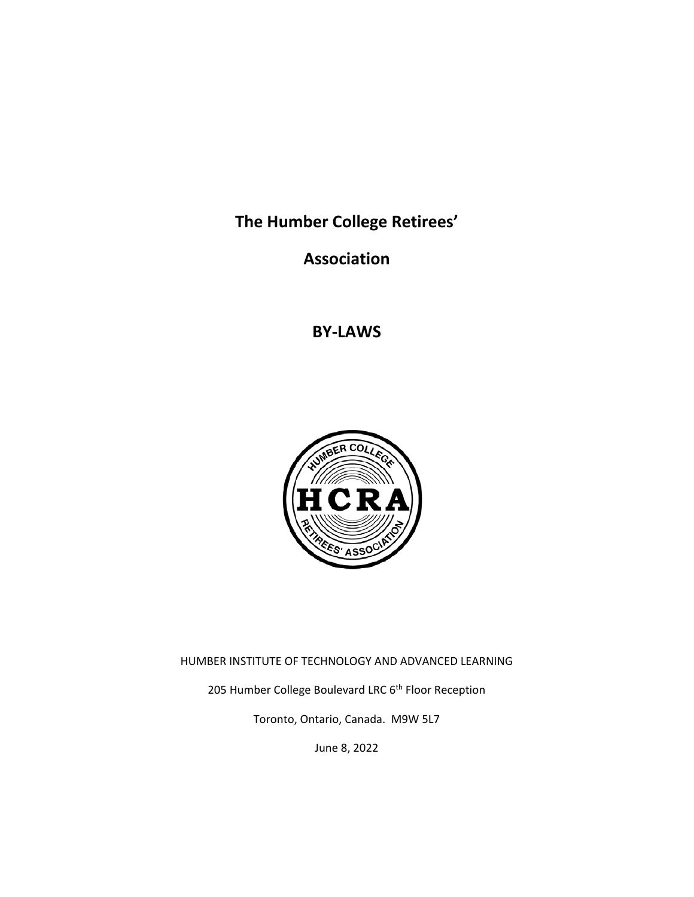# The Humber College Retirees' Association

# BY-LAWS

HUMBER INSTITUTE OF TECHNOLOGY AND ADVANCED LEARNING

205 Humber College Boulevard LRC 6th Floor Reception

Toronto, Ontario, Canada. M9W 5L7

June 8, 2022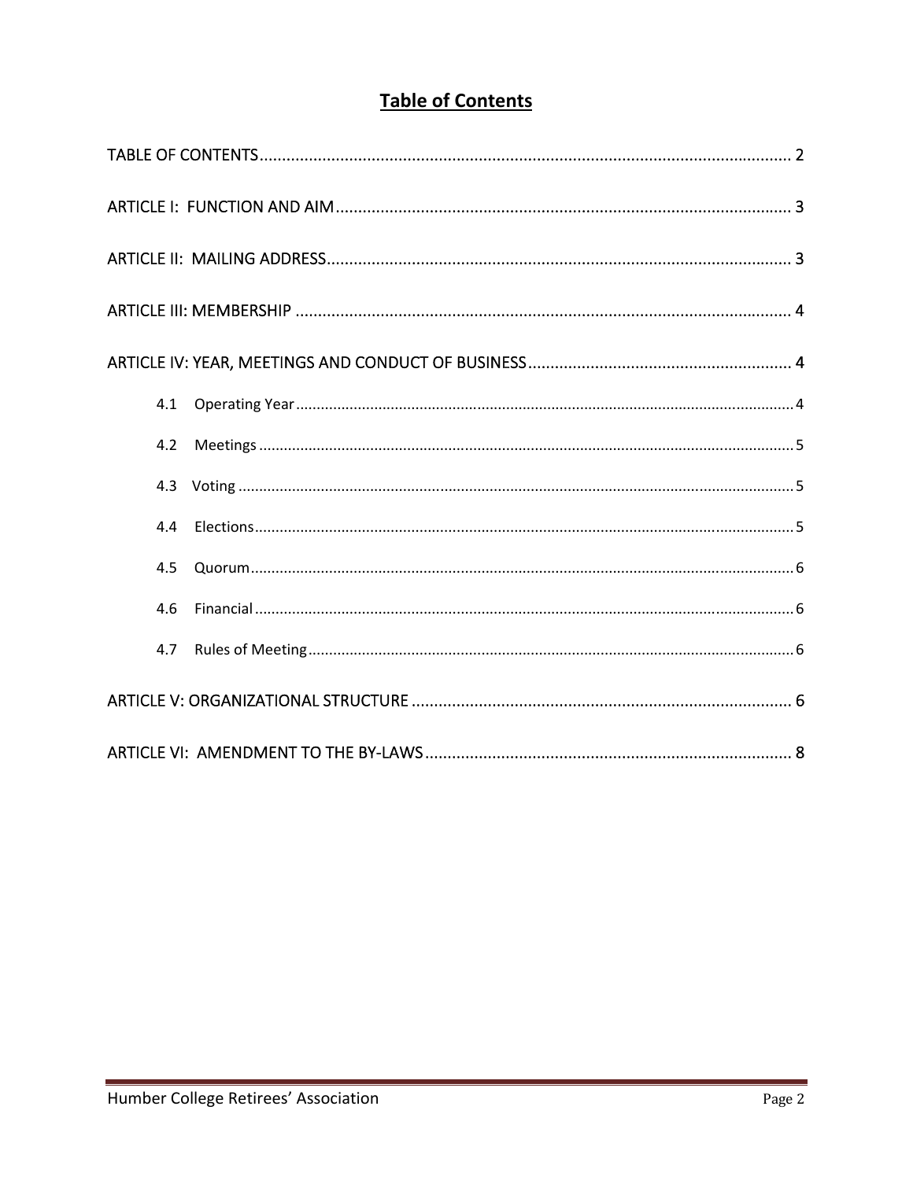# Table of Contents

TABLE OF CONTENTS .......... 2

ARTICLE I: FUNCTION AND AIM .......... 3

ARTICLE II: MAILING ADDRESS .......... 3

ARTICLE III: MEMBERSHIP .......... 4

ARTICLE IV: YEAR, MEETINGS AND CONDUCT OF BUSINESS .......... 4

- 4.1 Operating Year .......... 4
- 4.2 Meetings .......... 5
- 4.3 Voting .......... 5
- 4.4 Elections .......... 5
- 4.5 Quorum .......... 6
- 4.6 Financial .......... 6
- 4.7 Rules of Meeting .......... 6

ARTICLE V: ORGANIZATIONAL STRUCTURE .......... 6

ARTICLE VI: AMENDMENT TO THE BY-LAWS .......... 8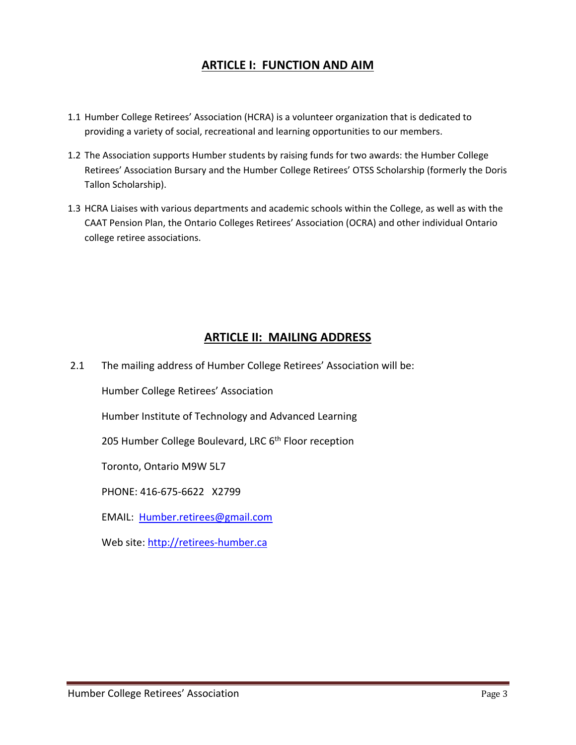## ARTICLE I: FUNCTION AND AIM

1.1 Humber College Retirees' Association (HCRA) is a volunteer organization that is dedicated to providing a variety of social, recreational and learning opportunities to our members.

1.2 The Association supports Humber students by raising funds for two awards: the Humber College Retirees' Association Bursary and the Humber College Retirees' OTSS Scholarship (formerly the Doris Tallon Scholarship).

1.3 HCRA Liaises with various departments and academic schools within the College, as well as with the CAAT Pension Plan, the Ontario Colleges Retirees' Association (OCRA) and other individual Ontario college retiree associations.

## ARTICLE II: MAILING ADDRESS

2.1 The mailing address of Humber College Retirees' Association will be:

Humber College Retirees' Association

Humber Institute of Technology and Advanced Learning

205 Humber College Boulevard, LRC 6th Floor reception

Toronto, Ontario M9W 5L7

PHONE: 416-675-6622 X2799

EMAIL: Humber.retirees@gmail.com

Web site: http://retirees-humber.ca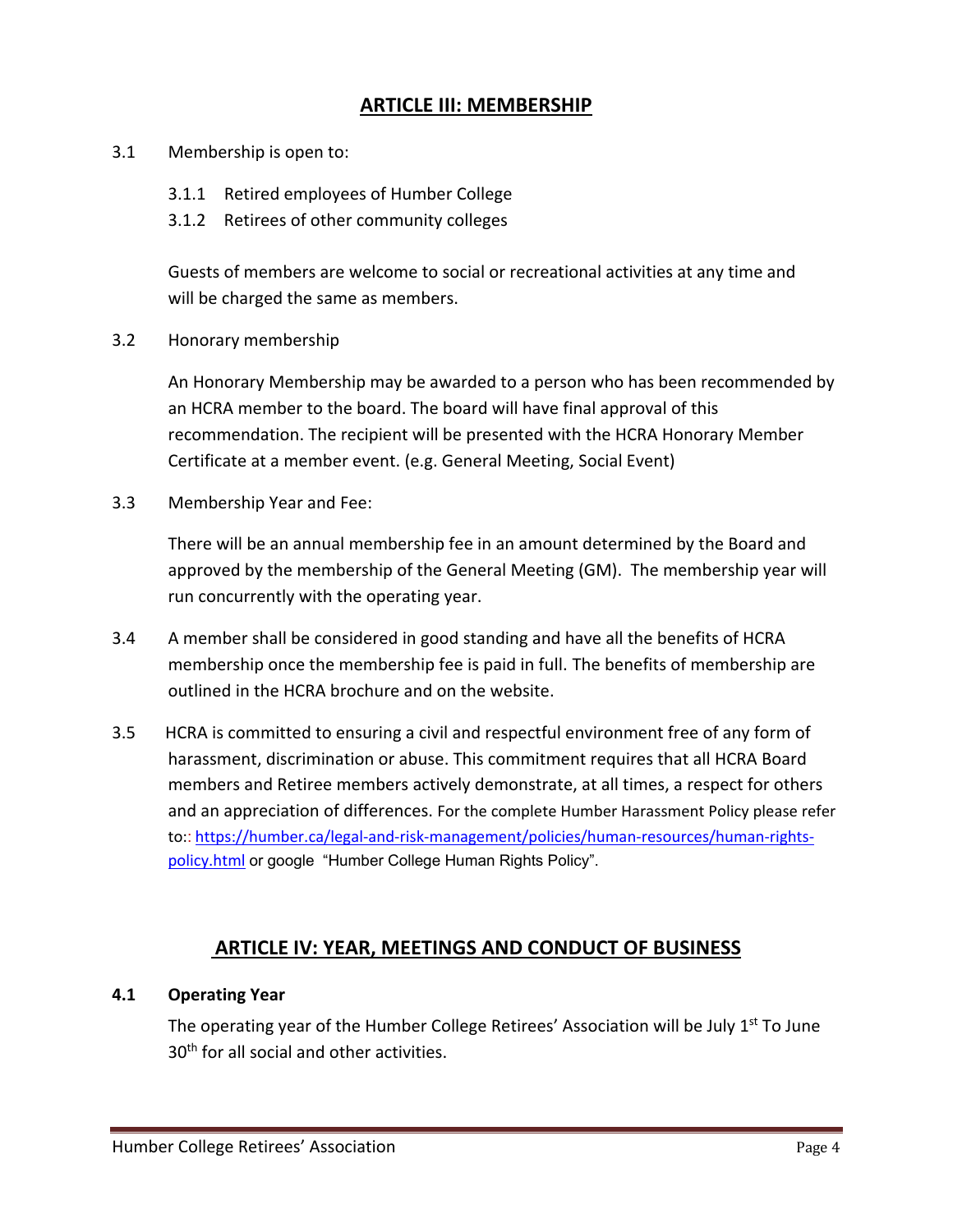## ARTICLE III: MEMBERSHIP

3.1 Membership is open to:

- 3.1.1 Retired employees of Humber College
- 3.1.2 Retirees of other community colleges

Guests of members are welcome to social or recreational activities at any time and will be charged the same as members.

3.2 Honorary membership

An Honorary Membership may be awarded to a person who has been recommended by an HCRA member to the board. The board will have final approval of this recommendation. The recipient will be presented with the HCRA Honorary Member Certificate at a member event. (e.g. General Meeting, Social Event)

3.3 Membership Year and Fee:

There will be an annual membership fee in an amount determined by the Board and approved by the membership of the General Meeting (GM). The membership year will run concurrently with the operating year.

3.4 A member shall be considered in good standing and have all the benefits of HCRA membership once the membership fee is paid in full. The benefits of membership are outlined in the HCRA brochure and on the website.

3.5 HCRA is committed to ensuring a civil and respectful environment free of any form of harassment, discrimination or abuse. This commitment requires that all HCRA Board members and Retiree members actively demonstrate, at all times, a respect for others and an appreciation of differences. For the complete Humber Harassment Policy please refer to:: [https://humber.ca/legal-and-risk-management/policies/human-resources/human-rights-policy.html](https://humber.ca/legal-and-risk-management/policies/human-resources/human-rights-policy.html) or google "Humber College Human Rights Policy".

## ARTICLE IV: YEAR, MEETINGS AND CONDUCT OF BUSINESS

**4.1 Operating Year**

The operating year of the Humber College Retirees' Association will be July 1st To June 30th for all social and other activities.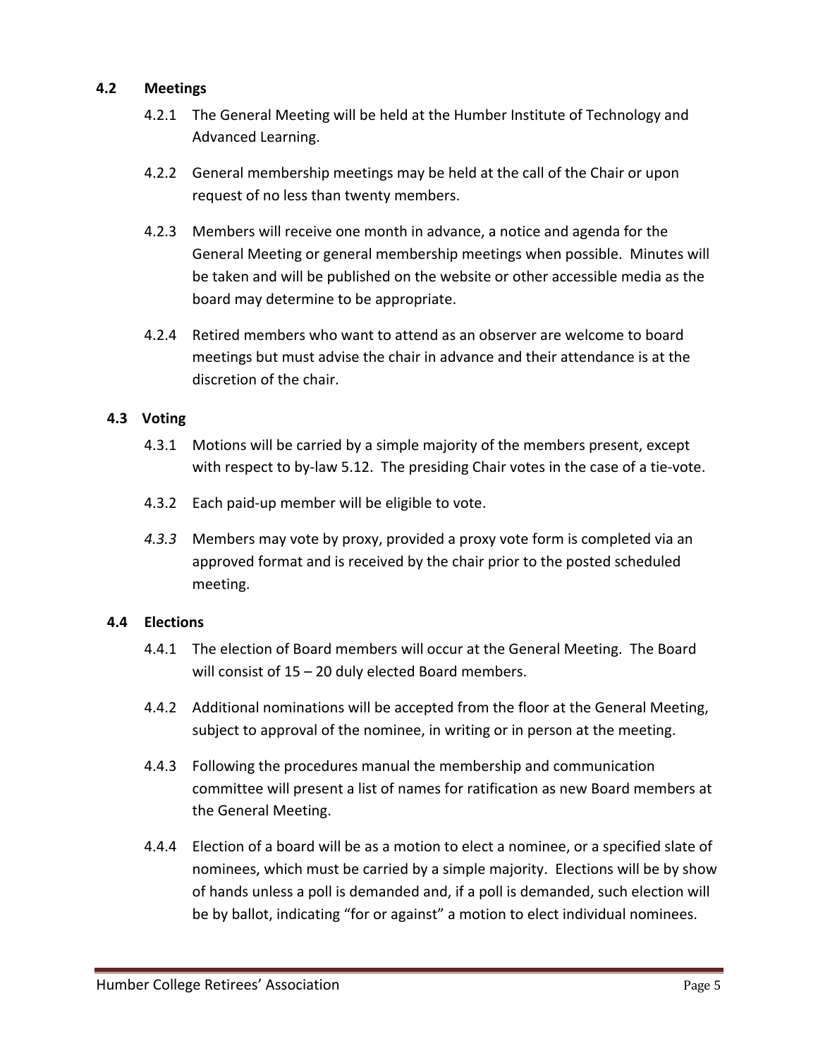### 4.2 Meetings

4.2.1 The General Meeting will be held at the Humber Institute of Technology and Advanced Learning.

4.2.2 General membership meetings may be held at the call of the Chair or upon request of no less than twenty members.

4.2.3 Members will receive one month in advance, a notice and agenda for the General Meeting or general membership meetings when possible. Minutes will be taken and will be published on the website or other accessible media as the board may determine to be appropriate.

4.2.4 Retired members who want to attend as an observer are welcome to board meetings but must advise the chair in advance and their attendance is at the discretion of the chair.

### 4.3 Voting

4.3.1 Motions will be carried by a simple majority of the members present, except with respect to by-law 5.12. The presiding Chair votes in the case of a tie-vote.

4.3.2 Each paid-up member will be eligible to vote.

*4.3.3* Members may vote by proxy, provided a proxy vote form is completed via an approved format and is received by the chair prior to the posted scheduled meeting.

### 4.4 Elections

4.4.1 The election of Board members will occur at the General Meeting. The Board will consist of 15 – 20 duly elected Board members.

4.4.2 Additional nominations will be accepted from the floor at the General Meeting, subject to approval of the nominee, in writing or in person at the meeting.

4.4.3 Following the procedures manual the membership and communication committee will present a list of names for ratification as new Board members at the General Meeting.

4.4.4 Election of a board will be as a motion to elect a nominee, or a specified slate of nominees, which must be carried by a simple majority. Elections will be by show of hands unless a poll is demanded and, if a poll is demanded, such election will be by ballot, indicating "for or against" a motion to elect individual nominees.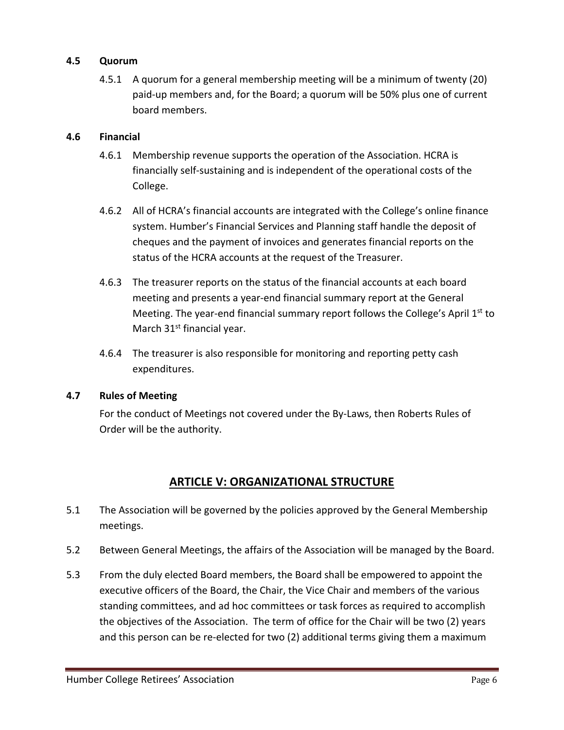**4.5 Quorum**

4.5.1 A quorum for a general membership meeting will be a minimum of twenty (20) paid-up members and, for the Board; a quorum will be 50% plus one of current board members.

**4.6 Financial**

4.6.1 Membership revenue supports the operation of the Association. HCRA is financially self-sustaining and is independent of the operational costs of the College.

4.6.2 All of HCRA's financial accounts are integrated with the College's online finance system. Humber's Financial Services and Planning staff handle the deposit of cheques and the payment of invoices and generates financial reports on the status of the HCRA accounts at the request of the Treasurer.

4.6.3 The treasurer reports on the status of the financial accounts at each board meeting and presents a year-end financial summary report at the General Meeting. The year-end financial summary report follows the College's April 1st to March 31st financial year.

4.6.4 The treasurer is also responsible for monitoring and reporting petty cash expenditures.

**4.7 Rules of Meeting**

For the conduct of Meetings not covered under the By-Laws, then Roberts Rules of Order will be the authority.

## ARTICLE V: ORGANIZATIONAL STRUCTURE

5.1 The Association will be governed by the policies approved by the General Membership meetings.

5.2 Between General Meetings, the affairs of the Association will be managed by the Board.

5.3 From the duly elected Board members, the Board shall be empowered to appoint the executive officers of the Board, the Chair, the Vice Chair and members of the various standing committees, and ad hoc committees or task forces as required to accomplish the objectives of the Association. The term of office for the Chair will be two (2) years and this person can be re-elected for two (2) additional terms giving them a maximum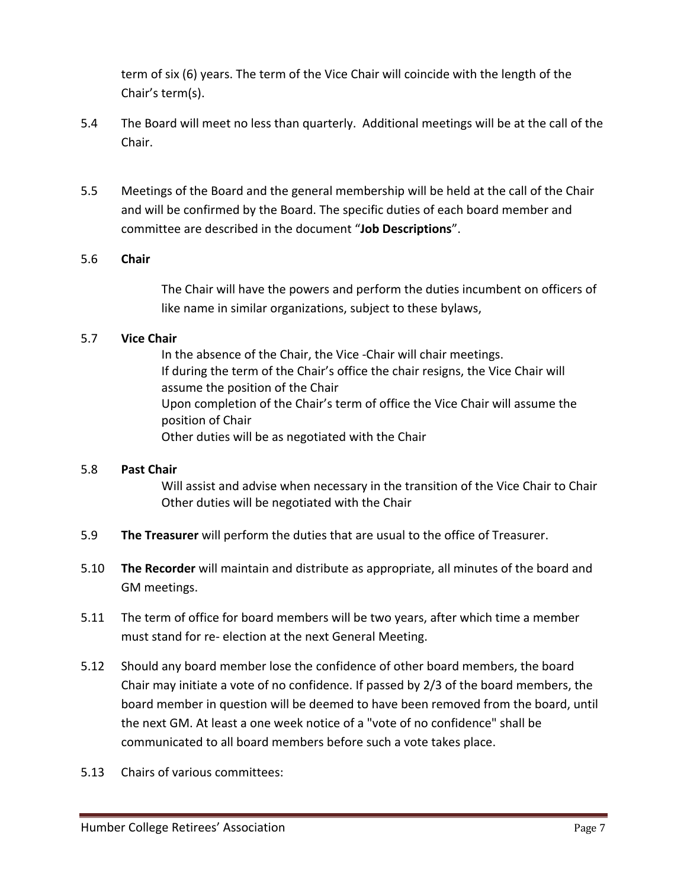term of six (6) years. The term of the Vice Chair will coincide with the length of the Chair's term(s).

5.4 The Board will meet no less than quarterly. Additional meetings will be at the call of the Chair.

5.5 Meetings of the Board and the general membership will be held at the call of the Chair and will be confirmed by the Board. The specific duties of each board member and committee are described in the document "**Job Descriptions**".

5.6 **Chair**

The Chair will have the powers and perform the duties incumbent on officers of like name in similar organizations, subject to these bylaws,

5.7 **Vice Chair**

In the absence of the Chair, the Vice -Chair will chair meetings.
If during the term of the Chair's office the chair resigns, the Vice Chair will assume the position of the Chair
Upon completion of the Chair's term of office the Vice Chair will assume the position of Chair
Other duties will be as negotiated with the Chair

5.8 **Past Chair**

Will assist and advise when necessary in the transition of the Vice Chair to Chair
Other duties will be negotiated with the Chair

5.9 **The Treasurer** will perform the duties that are usual to the office of Treasurer.

5.10 **The Recorder** will maintain and distribute as appropriate, all minutes of the board and GM meetings.

5.11 The term of office for board members will be two years, after which time a member must stand for re- election at the next General Meeting.

5.12 Should any board member lose the confidence of other board members, the board Chair may initiate a vote of no confidence. If passed by 2/3 of the board members, the board member in question will be deemed to have been removed from the board, until the next GM. At least a one week notice of a "vote of no confidence" shall be communicated to all board members before such a vote takes place.

5.13 Chairs of various committees: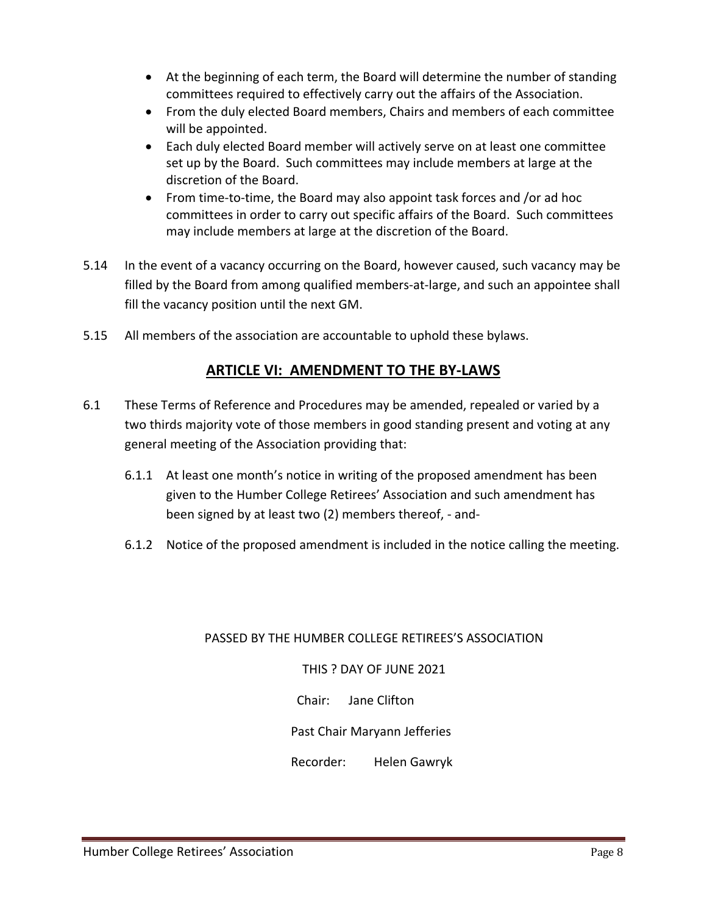- At the beginning of each term, the Board will determine the number of standing committees required to effectively carry out the affairs of the Association.
- From the duly elected Board members, Chairs and members of each committee will be appointed.
- Each duly elected Board member will actively serve on at least one committee set up by the Board. Such committees may include members at large at the discretion of the Board.
- From time-to-time, the Board may also appoint task forces and /or ad hoc committees in order to carry out specific affairs of the Board. Such committees may include members at large at the discretion of the Board.

5.14 In the event of a vacancy occurring on the Board, however caused, such vacancy may be filled by the Board from among qualified members-at-large, and such an appointee shall fill the vacancy position until the next GM.

5.15 All members of the association are accountable to uphold these bylaws.

## ARTICLE VI: AMENDMENT TO THE BY-LAWS

6.1 These Terms of Reference and Procedures may be amended, repealed or varied by a two thirds majority vote of those members in good standing present and voting at any general meeting of the Association providing that:

6.1.1 At least one month's notice in writing of the proposed amendment has been given to the Humber College Retirees' Association and such amendment has been signed by at least two (2) members thereof, - and-

6.1.2 Notice of the proposed amendment is included in the notice calling the meeting.

PASSED BY THE HUMBER COLLEGE RETIREES'S ASSOCIATION

THIS ? DAY OF JUNE 2021

Chair: Jane Clifton

Past Chair Maryann Jefferies

Recorder: Helen Gawryk